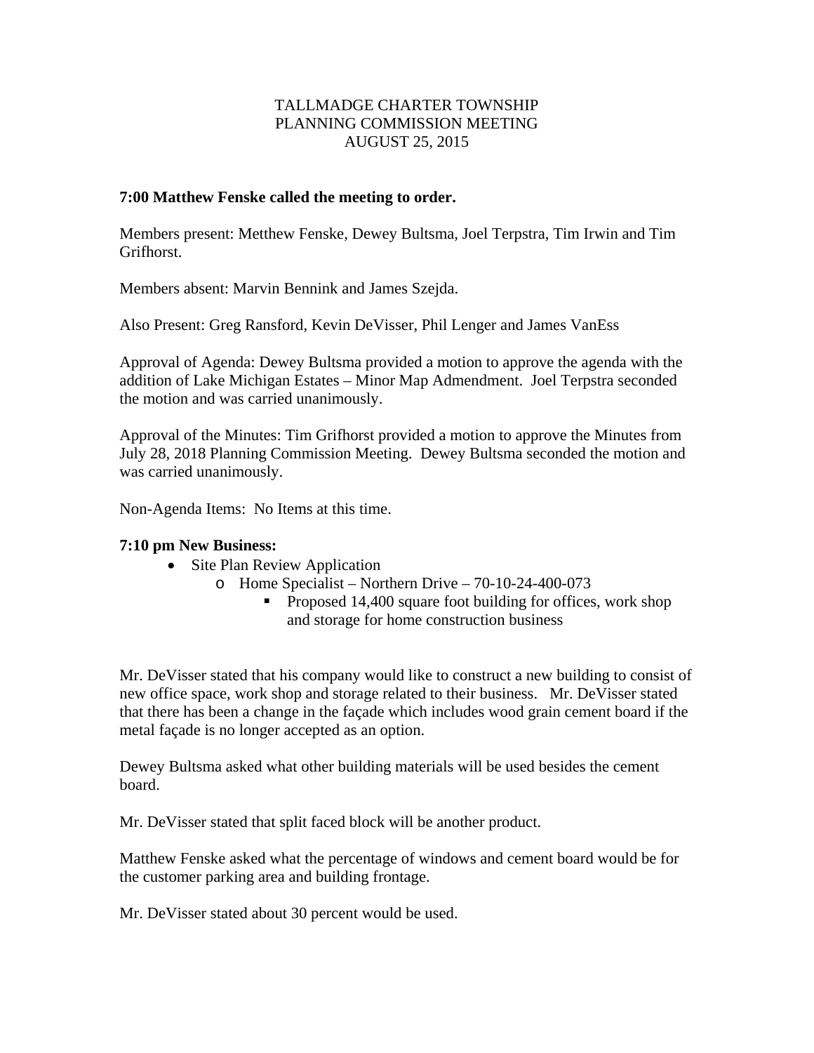TALLMADGE CHARTER TOWNSHIP
PLANNING COMMISSION MEETING
AUGUST 25, 2015

**7:00 Matthew Fenske called the meeting to order.**

Members present: Metthew Fenske, Dewey Bultsma, Joel Terpstra, Tim Irwin and Tim Grifhorst.

Members absent: Marvin Bennink and James Szejda.

Also Present: Greg Ransford, Kevin DeVisser, Phil Lenger and James VanEss

Approval of Agenda: Dewey Bultsma provided a motion to approve the agenda with the addition of Lake Michigan Estates – Minor Map Admendment. Joel Terpstra seconded the motion and was carried unanimously.

Approval of the Minutes: Tim Grifhorst provided a motion to approve the Minutes from July 28, 2018 Planning Commission Meeting. Dewey Bultsma seconded the motion and was carried unanimously.

Non-Agenda Items: No Items at this time.

**7:10 pm New Business:**

- Site Plan Review Application
  - Home Specialist – Northern Drive – 70-10-24-400-073
    - Proposed 14,400 square foot building for offices, work shop and storage for home construction business

Mr. DeVisser stated that his company would like to construct a new building to consist of new office space, work shop and storage related to their business. Mr. DeVisser stated that there has been a change in the façade which includes wood grain cement board if the metal façade is no longer accepted as an option.

Dewey Bultsma asked what other building materials will be used besides the cement board.

Mr. DeVisser stated that split faced block will be another product.

Matthew Fenske asked what the percentage of windows and cement board would be for the customer parking area and building frontage.

Mr. DeVisser stated about 30 percent would be used.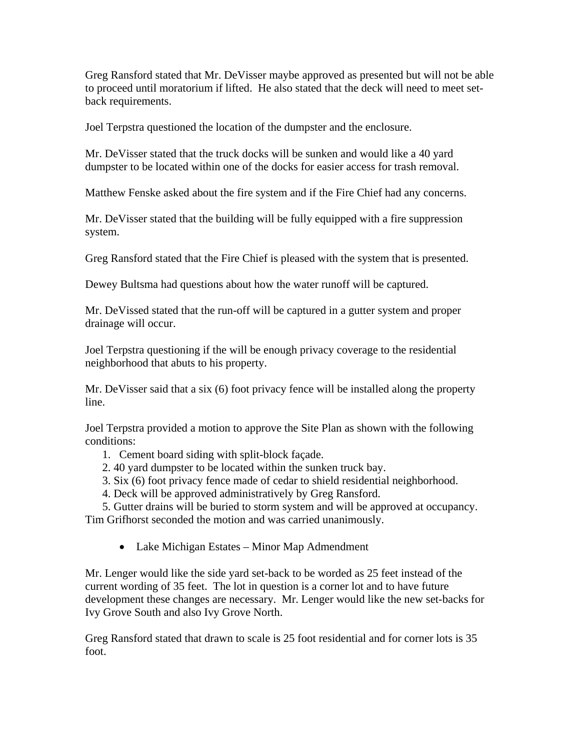Greg Ransford stated that Mr. DeVisser maybe approved as presented but will not be able to proceed until moratorium if lifted. He also stated that the deck will need to meet set-back requirements.

Joel Terpstra questioned the location of the dumpster and the enclosure.

Mr. DeVisser stated that the truck docks will be sunken and would like a 40 yard dumpster to be located within one of the docks for easier access for trash removal.

Matthew Fenske asked about the fire system and if the Fire Chief had any concerns.

Mr. DeVisser stated that the building will be fully equipped with a fire suppression system.

Greg Ransford stated that the Fire Chief is pleased with the system that is presented.

Dewey Bultsma had questions about how the water runoff will be captured.

Mr. DeVissed stated that the run-off will be captured in a gutter system and proper drainage will occur.

Joel Terpstra questioning if the will be enough privacy coverage to the residential neighborhood that abuts to his property.

Mr. DeVisser said that a six (6) foot privacy fence will be installed along the property line.

Joel Terpstra provided a motion to approve the Site Plan as shown with the following conditions:

1. Cement board siding with split-block façade.
2. 40 yard dumpster to be located within the sunken truck bay.
3. Six (6) foot privacy fence made of cedar to shield residential neighborhood.
4. Deck will be approved administratively by Greg Ransford.
5. Gutter drains will be buried to storm system and will be approved at occupancy.

Tim Grifhorst seconded the motion and was carried unanimously.

- Lake Michigan Estates – Minor Map Admendment

Mr. Lenger would like the side yard set-back to be worded as 25 feet instead of the current wording of 35 feet. The lot in question is a corner lot and to have future development these changes are necessary. Mr. Lenger would like the new set-backs for Ivy Grove South and also Ivy Grove North.

Greg Ransford stated that drawn to scale is 25 foot residential and for corner lots is 35 foot.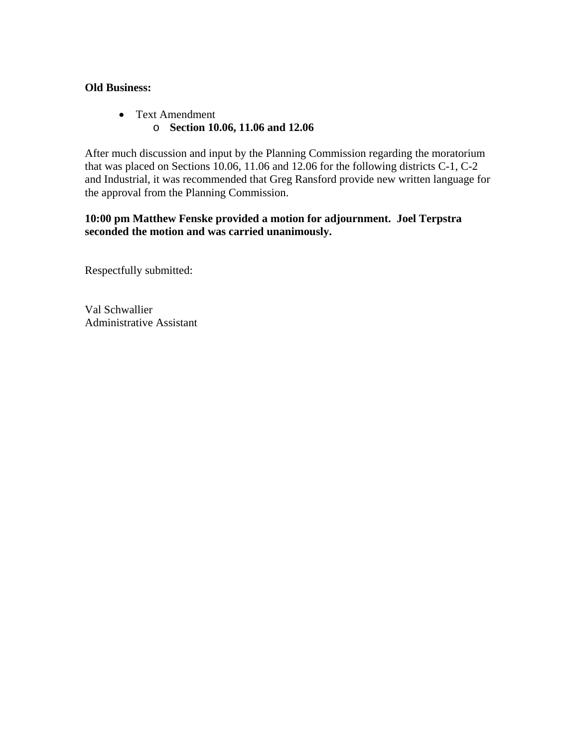**Old Business:**

- Text Amendment
  - **Section 10.06, 11.06 and 12.06**

After much discussion and input by the Planning Commission regarding the moratorium that was placed on Sections 10.06, 11.06 and 12.06 for the following districts C-1, C-2 and Industrial, it was recommended that Greg Ransford provide new written language for the approval from the Planning Commission.

**10:00 pm Matthew Fenske provided a motion for adjournment. Joel Terpstra seconded the motion and was carried unanimously.**

Respectfully submitted:

Val Schwallier
Administrative Assistant